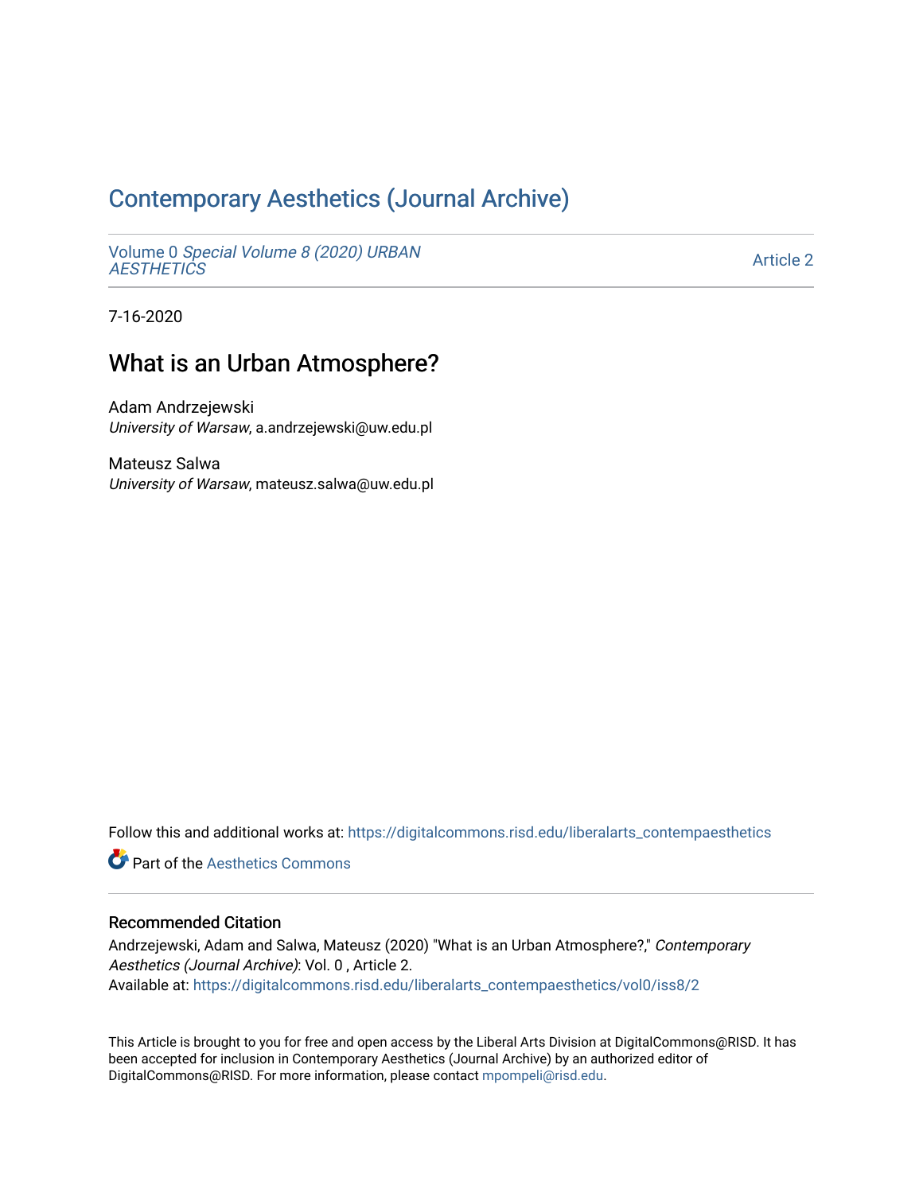# Contemporary Aesthetics (Journal Archive)

Volume 0 *Special Volume 8 (2020) URBAN AESTHETICS* — Article 2

7-16-2020

## What is an Urban Atmosphere?

Adam Andrzejewski
*University of Warsaw*, a.andrzejewski@uw.edu.pl

Mateusz Salwa
*University of Warsaw*, mateusz.salwa@uw.edu.pl

Follow this and additional works at: https://digitalcommons.risd.edu/liberalarts_contempaesthetics

Part of the Aesthetics Commons

### Recommended Citation

Andrzejewski, Adam and Salwa, Mateusz (2020) "What is an Urban Atmosphere?," *Contemporary Aesthetics (Journal Archive)*: Vol. 0 , Article 2.
Available at: https://digitalcommons.risd.edu/liberalarts_contempaesthetics/vol0/iss8/2

This Article is brought to you for free and open access by the Liberal Arts Division at DigitalCommons@RISD. It has been accepted for inclusion in Contemporary Aesthetics (Journal Archive) by an authorized editor of DigitalCommons@RISD. For more information, please contact mpompeli@risd.edu.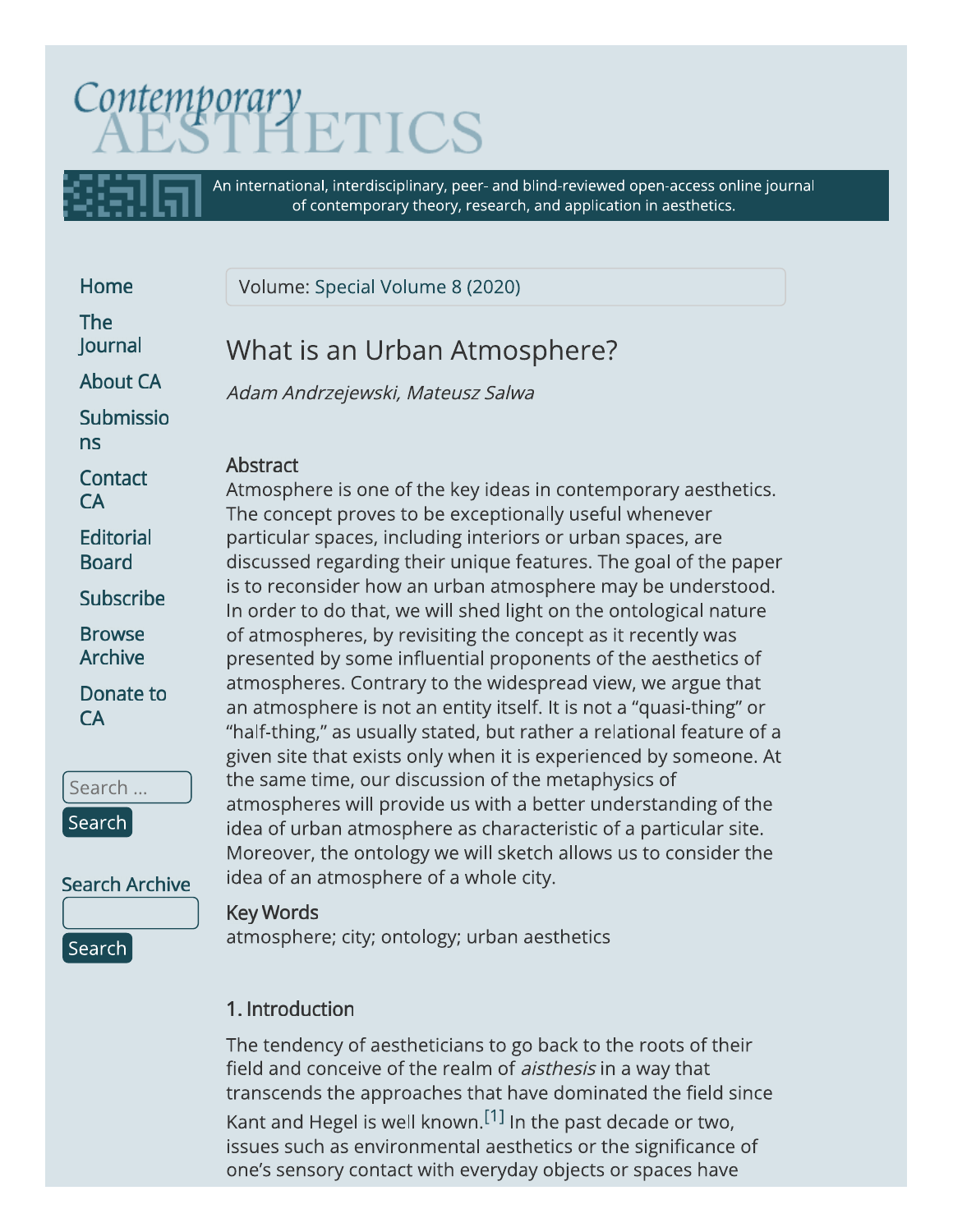Volume: Special Volume 8 (2020)

# What is an Urban Atmosphere?

*Adam Andrzejewski, Mateusz Salwa*

### Abstract

Atmosphere is one of the key ideas in contemporary aesthetics. The concept proves to be exceptionally useful whenever particular spaces, including interiors or urban spaces, are discussed regarding their unique features. The goal of the paper is to reconsider how an urban atmosphere may be understood. In order to do that, we will shed light on the ontological nature of atmospheres, by revisiting the concept as it recently was presented by some influential proponents of the aesthetics of atmospheres. Contrary to the widespread view, we argue that an atmosphere is not an entity itself. It is not a "quasi-thing" or "half-thing," as usually stated, but rather a relational feature of a given site that exists only when it is experienced by someone. At the same time, our discussion of the metaphysics of atmospheres will provide us with a better understanding of the idea of urban atmosphere as characteristic of a particular site. Moreover, the ontology we will sketch allows us to consider the idea of an atmosphere of a whole city.

### Key Words

atmosphere; city; ontology; urban aesthetics

### 1. Introduction

The tendency of aestheticians to go back to the roots of their field and conceive of the realm of *aisthesis* in a way that transcends the approaches that have dominated the field since Kant and Hegel is well known.[1] In the past decade or two, issues such as environmental aesthetics or the significance of one's sensory contact with everyday objects or spaces have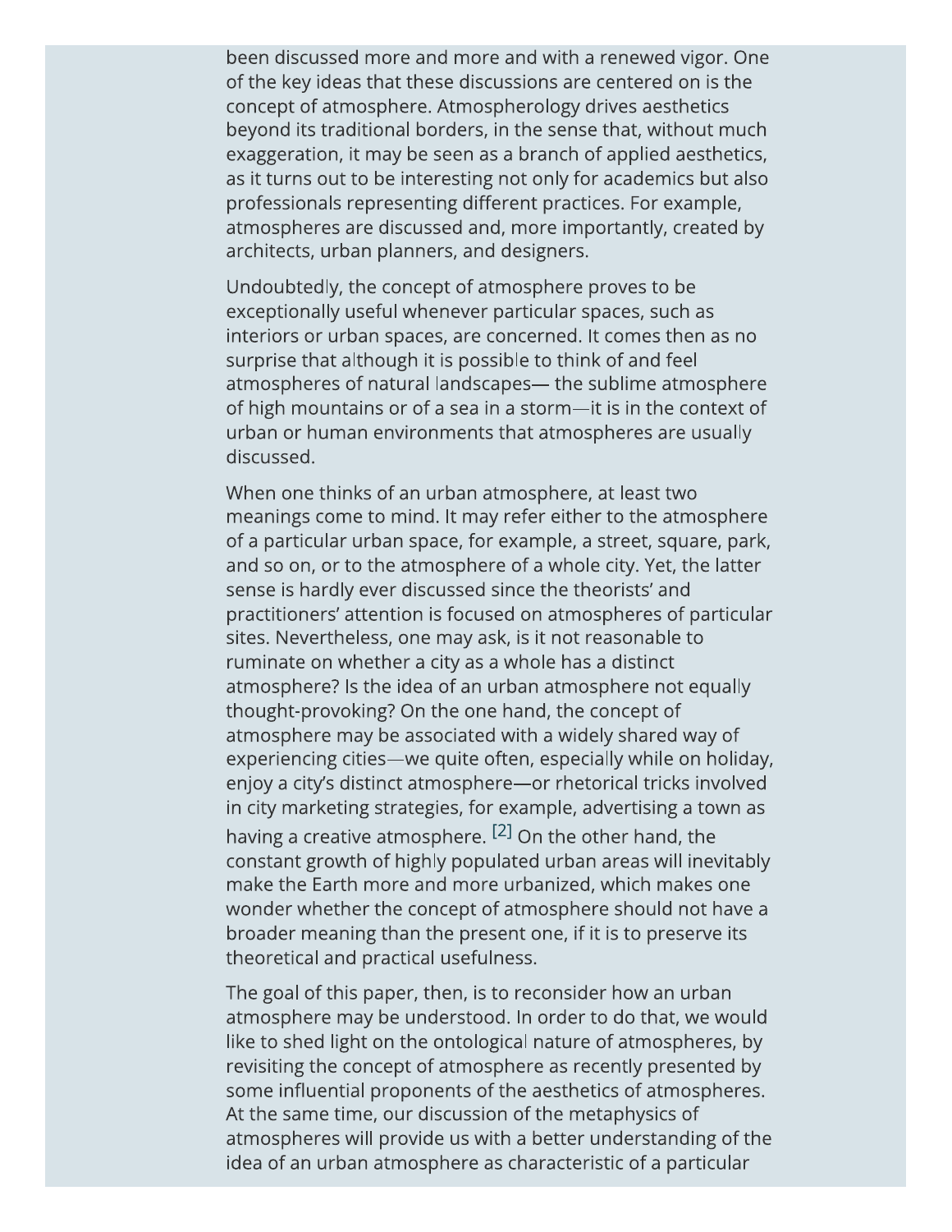been discussed more and more and with a renewed vigor. One of the key ideas that these discussions are centered on is the concept of atmosphere. Atmospherology drives aesthetics beyond its traditional borders, in the sense that, without much exaggeration, it may be seen as a branch of applied aesthetics, as it turns out to be interesting not only for academics but also professionals representing different practices. For example, atmospheres are discussed and, more importantly, created by architects, urban planners, and designers.

Undoubtedly, the concept of atmosphere proves to be exceptionally useful whenever particular spaces, such as interiors or urban spaces, are concerned. It comes then as no surprise that although it is possible to think of and feel atmospheres of natural landscapes— the sublime atmosphere of high mountains or of a sea in a storm—it is in the context of urban or human environments that atmospheres are usually discussed.

When one thinks of an urban atmosphere, at least two meanings come to mind. It may refer either to the atmosphere of a particular urban space, for example, a street, square, park, and so on, or to the atmosphere of a whole city. Yet, the latter sense is hardly ever discussed since the theorists' and practitioners' attention is focused on atmospheres of particular sites. Nevertheless, one may ask, is it not reasonable to ruminate on whether a city as a whole has a distinct atmosphere? Is the idea of an urban atmosphere not equally thought-provoking? On the one hand, the concept of atmosphere may be associated with a widely shared way of experiencing cities—we quite often, especially while on holiday, enjoy a city's distinct atmosphere—or rhetorical tricks involved in city marketing strategies, for example, advertising a town as having a creative atmosphere. [2] On the other hand, the constant growth of highly populated urban areas will inevitably make the Earth more and more urbanized, which makes one wonder whether the concept of atmosphere should not have a broader meaning than the present one, if it is to preserve its theoretical and practical usefulness.

The goal of this paper, then, is to reconsider how an urban atmosphere may be understood. In order to do that, we would like to shed light on the ontological nature of atmospheres, by revisiting the concept of atmosphere as recently presented by some influential proponents of the aesthetics of atmospheres. At the same time, our discussion of the metaphysics of atmospheres will provide us with a better understanding of the idea of an urban atmosphere as characteristic of a particular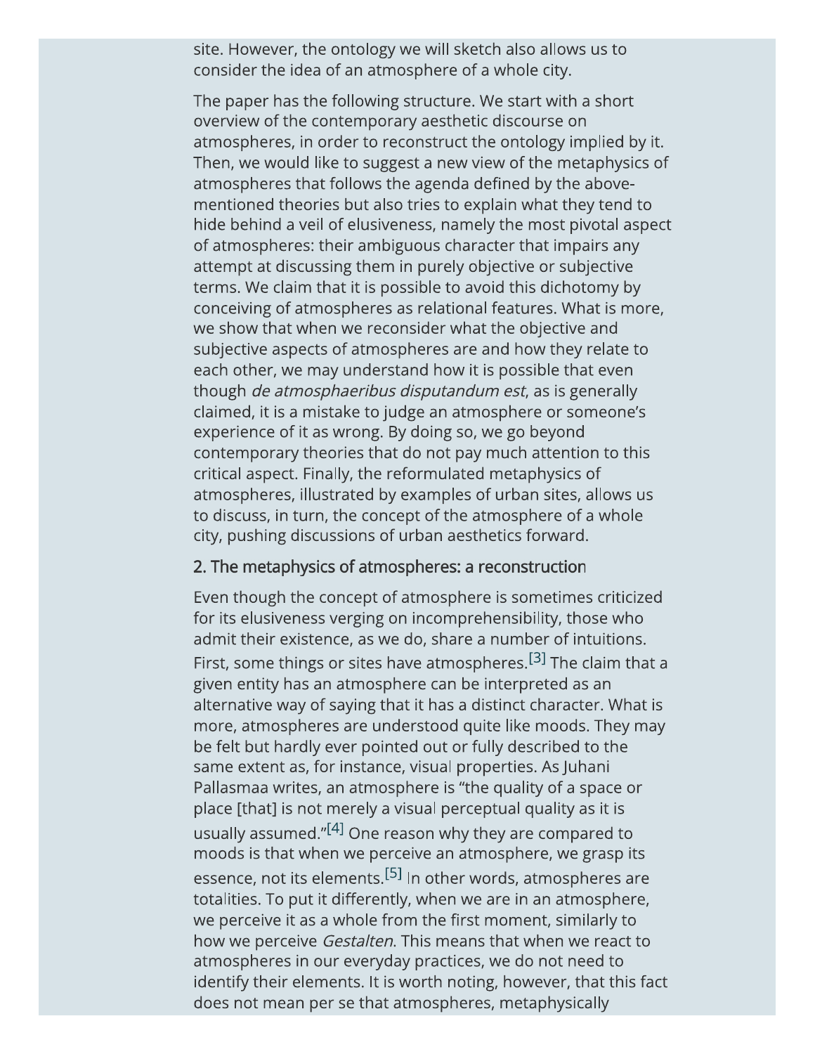site. However, the ontology we will sketch also allows us to consider the idea of an atmosphere of a whole city.

The paper has the following structure. We start with a short overview of the contemporary aesthetic discourse on atmospheres, in order to reconstruct the ontology implied by it. Then, we would like to suggest a new view of the metaphysics of atmospheres that follows the agenda defined by the above-mentioned theories but also tries to explain what they tend to hide behind a veil of elusiveness, namely the most pivotal aspect of atmospheres: their ambiguous character that impairs any attempt at discussing them in purely objective or subjective terms. We claim that it is possible to avoid this dichotomy by conceiving of atmospheres as relational features. What is more, we show that when we reconsider what the objective and subjective aspects of atmospheres are and how they relate to each other, we may understand how it is possible that even though *de atmosphaeribus disputandum est*, as is generally claimed, it is a mistake to judge an atmosphere or someone's experience of it as wrong. By doing so, we go beyond contemporary theories that do not pay much attention to this critical aspect. Finally, the reformulated metaphysics of atmospheres, illustrated by examples of urban sites, allows us to discuss, in turn, the concept of the atmosphere of a whole city, pushing discussions of urban aesthetics forward.

## 2. The metaphysics of atmospheres: a reconstruction

Even though the concept of atmosphere is sometimes criticized for its elusiveness verging on incomprehensibility, those who admit their existence, as we do, share a number of intuitions. First, some things or sites have atmospheres.[3] The claim that a given entity has an atmosphere can be interpreted as an alternative way of saying that it has a distinct character. What is more, atmospheres are understood quite like moods. They may be felt but hardly ever pointed out or fully described to the same extent as, for instance, visual properties. As Juhani Pallasmaa writes, an atmosphere is "the quality of a space or place [that] is not merely a visual perceptual quality as it is usually assumed."[4] One reason why they are compared to moods is that when we perceive an atmosphere, we grasp its essence, not its elements.[5] In other words, atmospheres are totalities. To put it differently, when we are in an atmosphere, we perceive it as a whole from the first moment, similarly to how we perceive *Gestalten*. This means that when we react to atmospheres in our everyday practices, we do not need to identify their elements. It is worth noting, however, that this fact does not mean per se that atmospheres, metaphysically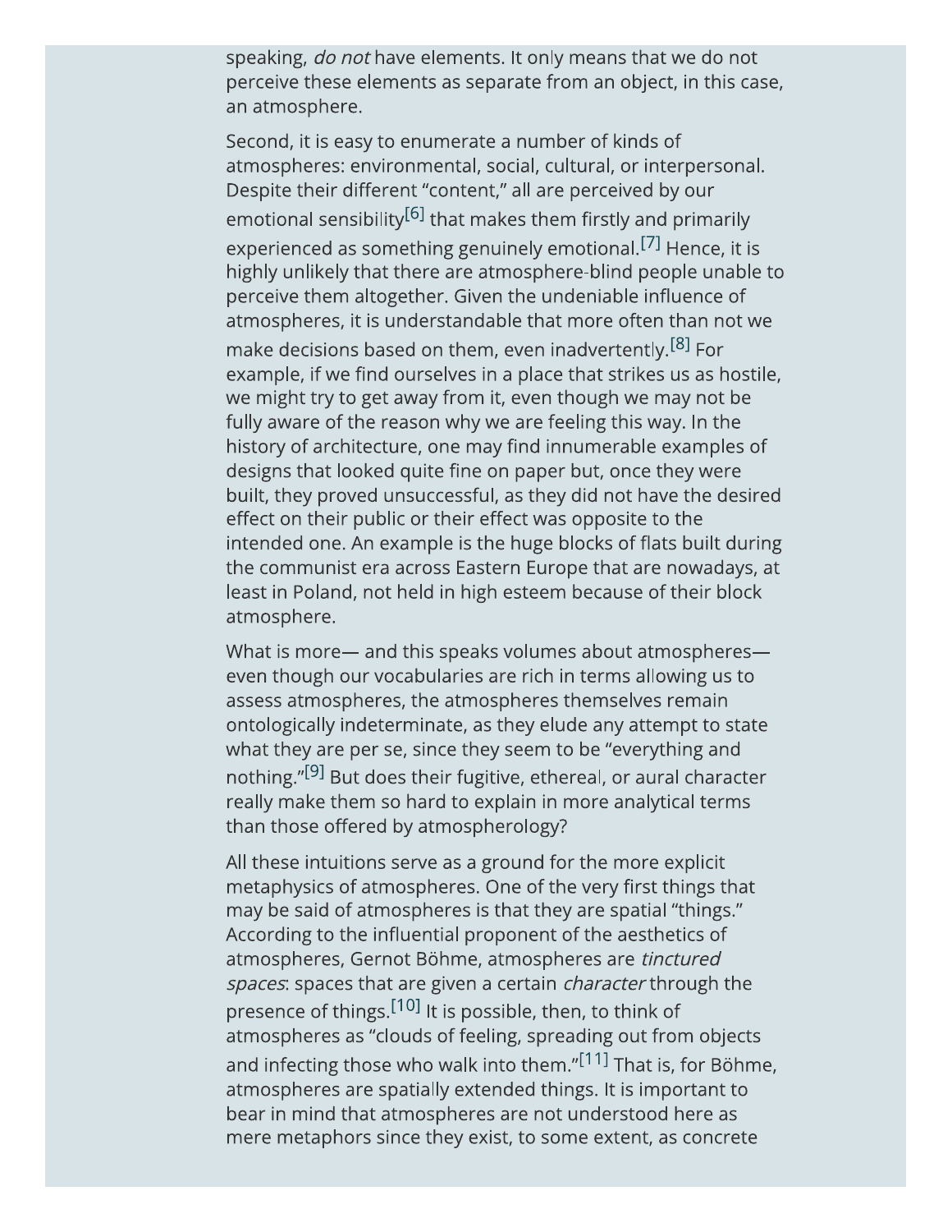speaking, *do not* have elements. It only means that we do not perceive these elements as separate from an object, in this case, an atmosphere.

Second, it is easy to enumerate a number of kinds of atmospheres: environmental, social, cultural, or interpersonal. Despite their different "content," all are perceived by our emotional sensibility[6] that makes them firstly and primarily experienced as something genuinely emotional.[7] Hence, it is highly unlikely that there are atmosphere-blind people unable to perceive them altogether. Given the undeniable influence of atmospheres, it is understandable that more often than not we make decisions based on them, even inadvertently.[8] For example, if we find ourselves in a place that strikes us as hostile, we might try to get away from it, even though we may not be fully aware of the reason why we are feeling this way. In the history of architecture, one may find innumerable examples of designs that looked quite fine on paper but, once they were built, they proved unsuccessful, as they did not have the desired effect on their public or their effect was opposite to the intended one. An example is the huge blocks of flats built during the communist era across Eastern Europe that are nowadays, at least in Poland, not held in high esteem because of their block atmosphere.

What is more— and this speaks volumes about atmospheres— even though our vocabularies are rich in terms allowing us to assess atmospheres, the atmospheres themselves remain ontologically indeterminate, as they elude any attempt to state what they are per se, since they seem to be "everything and nothing."[9] But does their fugitive, ethereal, or aural character really make them so hard to explain in more analytical terms than those offered by atmospherology?

All these intuitions serve as a ground for the more explicit metaphysics of atmospheres. One of the very first things that may be said of atmospheres is that they are spatial "things." According to the influential proponent of the aesthetics of atmospheres, Gernot Böhme, atmospheres are *tinctured spaces*: spaces that are given a certain *character* through the presence of things.[10] It is possible, then, to think of atmospheres as "clouds of feeling, spreading out from objects and infecting those who walk into them."[11] That is, for Böhme, atmospheres are spatially extended things. It is important to bear in mind that atmospheres are not understood here as mere metaphors since they exist, to some extent, as concrete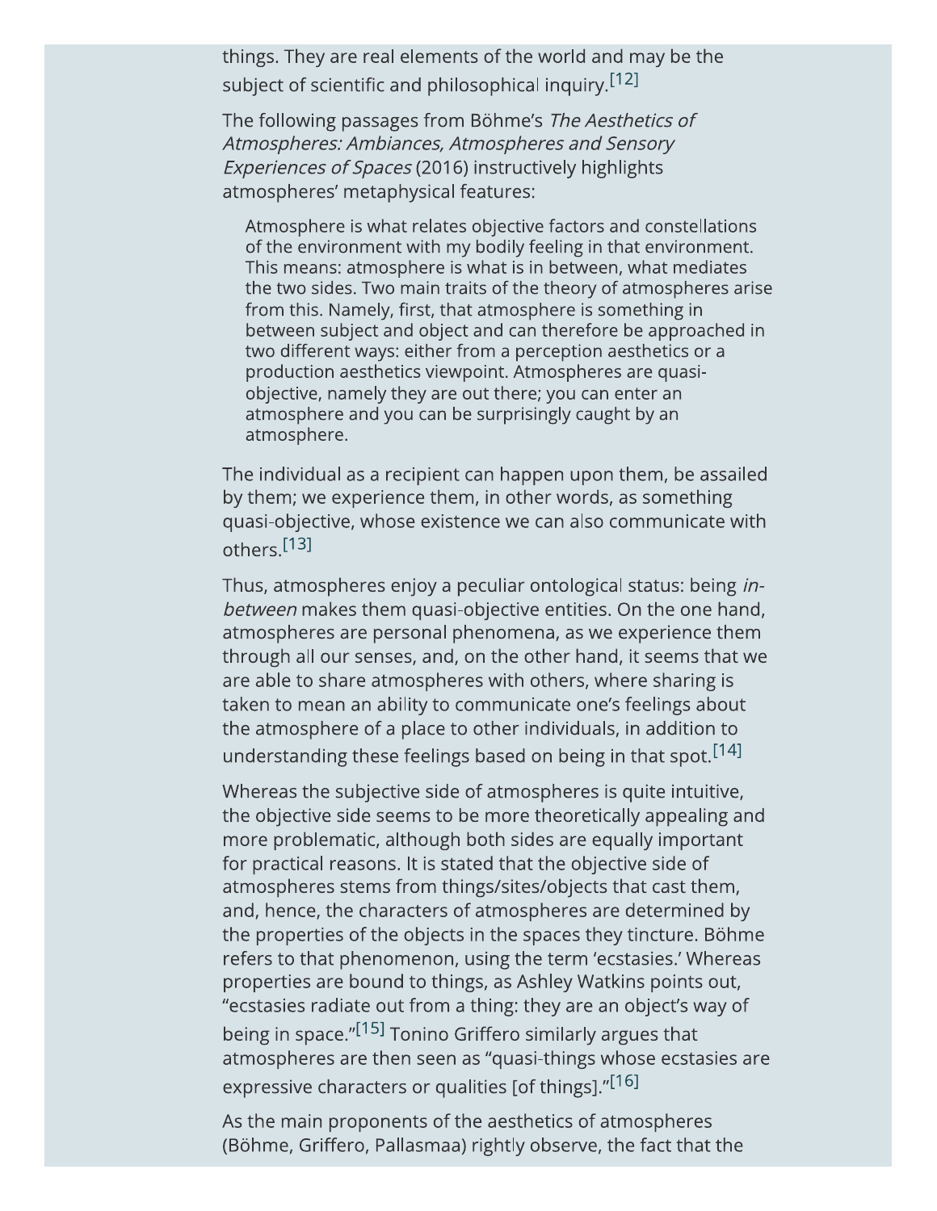things. They are real elements of the world and may be the subject of scientific and philosophical inquiry.[12]

The following passages from Böhme's *The Aesthetics of Atmospheres: Ambiances, Atmospheres and Sensory Experiences of Spaces* (2016) instructively highlights atmospheres' metaphysical features:

> Atmosphere is what relates objective factors and constellations of the environment with my bodily feeling in that environment. This means: atmosphere is what is in between, what mediates the two sides. Two main traits of the theory of atmospheres arise from this. Namely, first, that atmosphere is something in between subject and object and can therefore be approached in two different ways: either from a perception aesthetics or a production aesthetics viewpoint. Atmospheres are quasi-objective, namely they are out there; you can enter an atmosphere and you can be surprisingly caught by an atmosphere.

The individual as a recipient can happen upon them, be assailed by them; we experience them, in other words, as something quasi-objective, whose existence we can also communicate with others.[13]

Thus, atmospheres enjoy a peculiar ontological status: being *in-between* makes them quasi-objective entities. On the one hand, atmospheres are personal phenomena, as we experience them through all our senses, and, on the other hand, it seems that we are able to share atmospheres with others, where sharing is taken to mean an ability to communicate one's feelings about the atmosphere of a place to other individuals, in addition to understanding these feelings based on being in that spot.[14]

Whereas the subjective side of atmospheres is quite intuitive, the objective side seems to be more theoretically appealing and more problematic, although both sides are equally important for practical reasons. It is stated that the objective side of atmospheres stems from things/sites/objects that cast them, and, hence, the characters of atmospheres are determined by the properties of the objects in the spaces they tincture. Böhme refers to that phenomenon, using the term 'ecstasies.' Whereas properties are bound to things, as Ashley Watkins points out, "ecstasies radiate out from a thing: they are an object's way of being in space."[15] Tonino Griffero similarly argues that atmospheres are then seen as "quasi-things whose ecstasies are expressive characters or qualities [of things]."[16]

As the main proponents of the aesthetics of atmospheres (Böhme, Griffero, Pallasmaa) rightly observe, the fact that the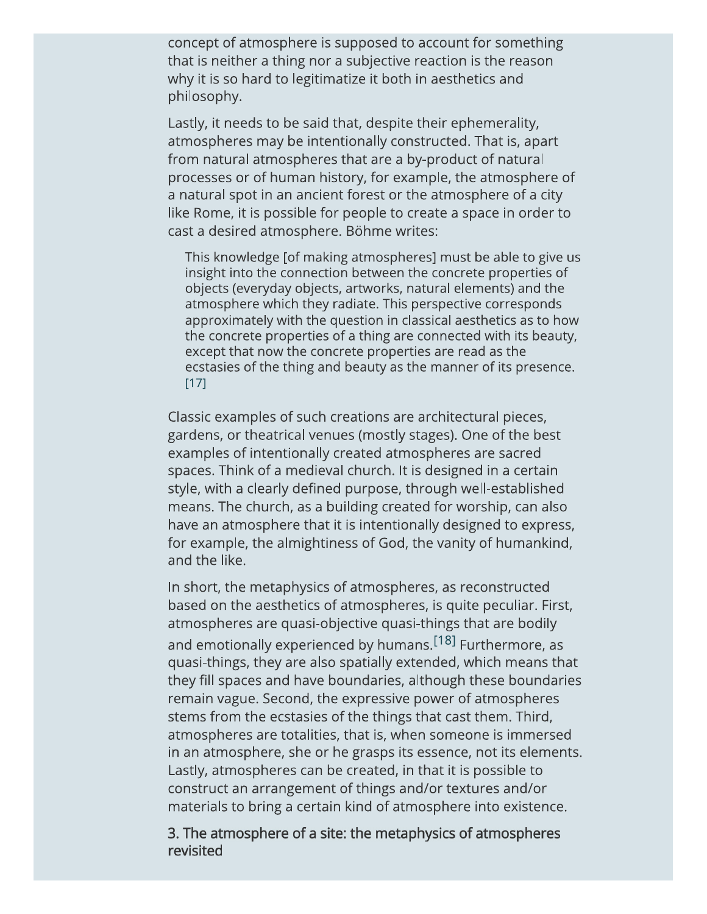concept of atmosphere is supposed to account for something that is neither a thing nor a subjective reaction is the reason why it is so hard to legitimatize it both in aesthetics and philosophy.

Lastly, it needs to be said that, despite their ephemerality, atmospheres may be intentionally constructed. That is, apart from natural atmospheres that are a by-product of natural processes or of human history, for example, the atmosphere of a natural spot in an ancient forest or the atmosphere of a city like Rome, it is possible for people to create a space in order to cast a desired atmosphere. Böhme writes:

> This knowledge [of making atmospheres] must be able to give us insight into the connection between the concrete properties of objects (everyday objects, artworks, natural elements) and the atmosphere which they radiate. This perspective corresponds approximately with the question in classical aesthetics as to how the concrete properties of a thing are connected with its beauty, except that now the concrete properties are read as the ecstasies of the thing and beauty as the manner of its presence. [17]

Classic examples of such creations are architectural pieces, gardens, or theatrical venues (mostly stages). One of the best examples of intentionally created atmospheres are sacred spaces. Think of a medieval church. It is designed in a certain style, with a clearly defined purpose, through well-established means. The church, as a building created for worship, can also have an atmosphere that it is intentionally designed to express, for example, the almightiness of God, the vanity of humankind, and the like.

In short, the metaphysics of atmospheres, as reconstructed based on the aesthetics of atmospheres, is quite peculiar. First, atmospheres are quasi-objective quasi-things that are bodily and emotionally experienced by humans.[18] Furthermore, as quasi-things, they are also spatially extended, which means that they fill spaces and have boundaries, although these boundaries remain vague. Second, the expressive power of atmospheres stems from the ecstasies of the things that cast them. Third, atmospheres are totalities, that is, when someone is immersed in an atmosphere, she or he grasps its essence, not its elements. Lastly, atmospheres can be created, in that it is possible to construct an arrangement of things and/or textures and/or materials to bring a certain kind of atmosphere into existence.

### 3. The atmosphere of a site: the metaphysics of atmospheres revisited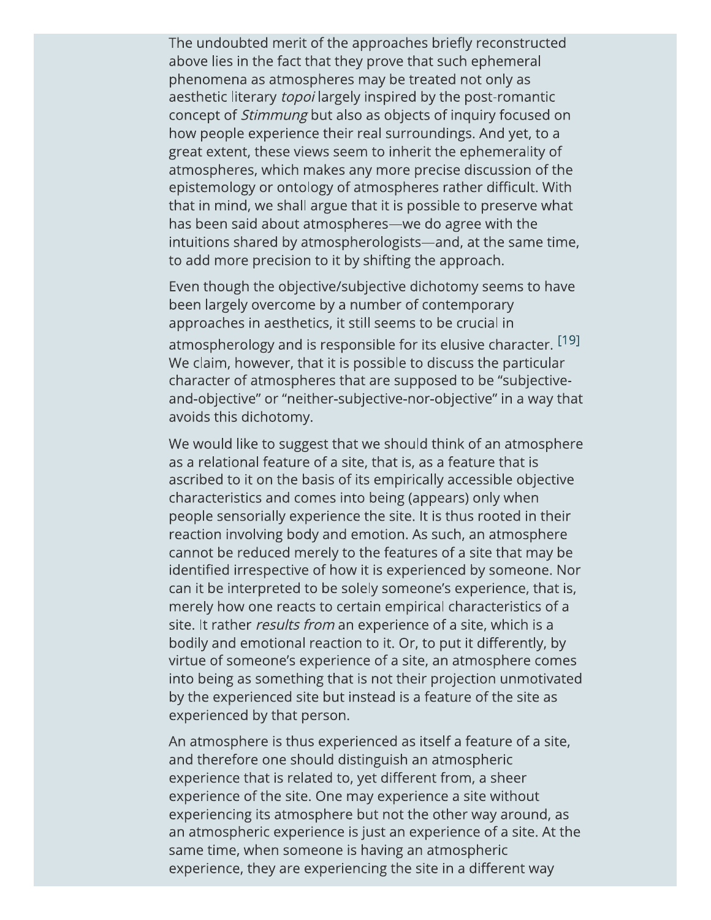The undoubted merit of the approaches briefly reconstructed above lies in the fact that they prove that such ephemeral phenomena as atmospheres may be treated not only as aesthetic literary *topoi* largely inspired by the post-romantic concept of *Stimmung* but also as objects of inquiry focused on how people experience their real surroundings. And yet, to a great extent, these views seem to inherit the ephemerality of atmospheres, which makes any more precise discussion of the epistemology or ontology of atmospheres rather difficult. With that in mind, we shall argue that it is possible to preserve what has been said about atmospheres—we do agree with the intuitions shared by atmospherologists—and, at the same time, to add more precision to it by shifting the approach.

Even though the objective/subjective dichotomy seems to have been largely overcome by a number of contemporary approaches in aesthetics, it still seems to be crucial in atmospherology and is responsible for its elusive character. [19] We claim, however, that it is possible to discuss the particular character of atmospheres that are supposed to be "subjective-and-objective" or "neither-subjective-nor-objective" in a way that avoids this dichotomy.

We would like to suggest that we should think of an atmosphere as a relational feature of a site, that is, as a feature that is ascribed to it on the basis of its empirically accessible objective characteristics and comes into being (appears) only when people sensorially experience the site. It is thus rooted in their reaction involving body and emotion. As such, an atmosphere cannot be reduced merely to the features of a site that may be identified irrespective of how it is experienced by someone. Nor can it be interpreted to be solely someone's experience, that is, merely how one reacts to certain empirical characteristics of a site. It rather *results from* an experience of a site, which is a bodily and emotional reaction to it. Or, to put it differently, by virtue of someone's experience of a site, an atmosphere comes into being as something that is not their projection unmotivated by the experienced site but instead is a feature of the site as experienced by that person.

An atmosphere is thus experienced as itself a feature of a site, and therefore one should distinguish an atmospheric experience that is related to, yet different from, a sheer experience of the site. One may experience a site without experiencing its atmosphere but not the other way around, as an atmospheric experience is just an experience of a site. At the same time, when someone is having an atmospheric experience, they are experiencing the site in a different way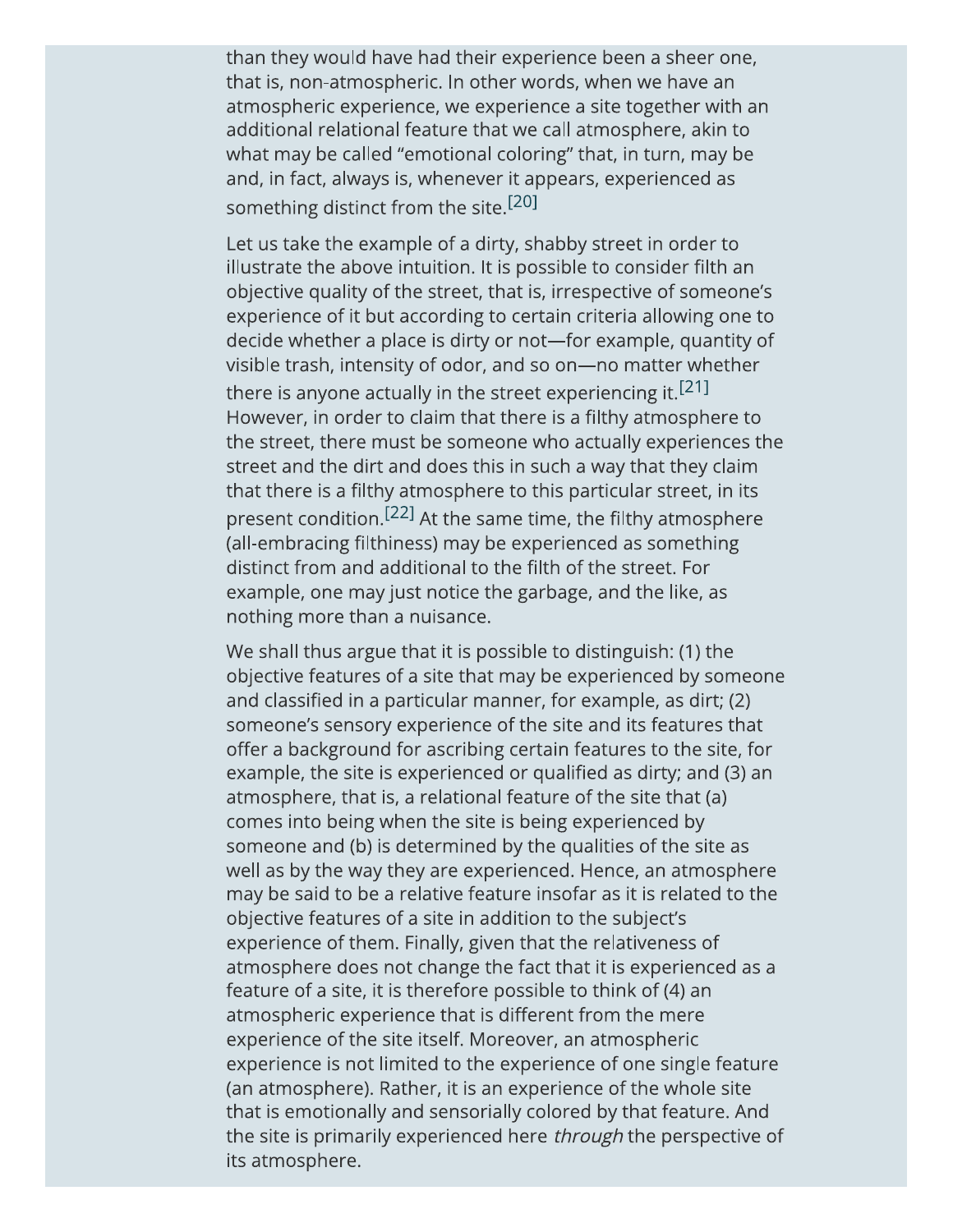than they would have had their experience been a sheer one, that is, non-atmospheric. In other words, when we have an atmospheric experience, we experience a site together with an additional relational feature that we call atmosphere, akin to what may be called "emotional coloring" that, in turn, may be and, in fact, always is, whenever it appears, experienced as something distinct from the site.[20]

Let us take the example of a dirty, shabby street in order to illustrate the above intuition. It is possible to consider filth an objective quality of the street, that is, irrespective of someone's experience of it but according to certain criteria allowing one to decide whether a place is dirty or not—for example, quantity of visible trash, intensity of odor, and so on—no matter whether there is anyone actually in the street experiencing it.[21] However, in order to claim that there is a filthy atmosphere to the street, there must be someone who actually experiences the street and the dirt and does this in such a way that they claim that there is a filthy atmosphere to this particular street, in its present condition.[22] At the same time, the filthy atmosphere (all-embracing filthiness) may be experienced as something distinct from and additional to the filth of the street. For example, one may just notice the garbage, and the like, as nothing more than a nuisance.

We shall thus argue that it is possible to distinguish: (1) the objective features of a site that may be experienced by someone and classified in a particular manner, for example, as dirt; (2) someone's sensory experience of the site and its features that offer a background for ascribing certain features to the site, for example, the site is experienced or qualified as dirty; and (3) an atmosphere, that is, a relational feature of the site that (a) comes into being when the site is being experienced by someone and (b) is determined by the qualities of the site as well as by the way they are experienced. Hence, an atmosphere may be said to be a relative feature insofar as it is related to the objective features of a site in addition to the subject's experience of them. Finally, given that the relativeness of atmosphere does not change the fact that it is experienced as a feature of a site, it is therefore possible to think of (4) an atmospheric experience that is different from the mere experience of the site itself. Moreover, an atmospheric experience is not limited to the experience of one single feature (an atmosphere). Rather, it is an experience of the whole site that is emotionally and sensorially colored by that feature. And the site is primarily experienced here *through* the perspective of its atmosphere.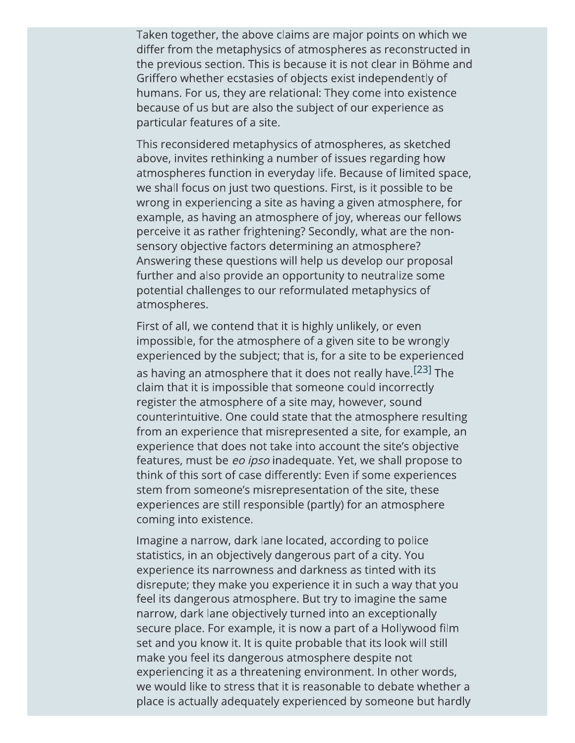Taken together, the above claims are major points on which we differ from the metaphysics of atmospheres as reconstructed in the previous section. This is because it is not clear in Böhme and Griffero whether ecstasies of objects exist independently of humans. For us, they are relational: They come into existence because of us but are also the subject of our experience as particular features of a site.

This reconsidered metaphysics of atmospheres, as sketched above, invites rethinking a number of issues regarding how atmospheres function in everyday life. Because of limited space, we shall focus on just two questions. First, is it possible to be wrong in experiencing a site as having a given atmosphere, for example, as having an atmosphere of joy, whereas our fellows perceive it as rather frightening? Secondly, what are the non-sensory objective factors determining an atmosphere? Answering these questions will help us develop our proposal further and also provide an opportunity to neutralize some potential challenges to our reformulated metaphysics of atmospheres.

First of all, we contend that it is highly unlikely, or even impossible, for the atmosphere of a given site to be wrongly experienced by the subject; that is, for a site to be experienced as having an atmosphere that it does not really have.[23] The claim that it is impossible that someone could incorrectly register the atmosphere of a site may, however, sound counterintuitive. One could state that the atmosphere resulting from an experience that misrepresented a site, for example, an experience that does not take into account the site's objective features, must be *eo ipso* inadequate. Yet, we shall propose to think of this sort of case differently: Even if some experiences stem from someone's misrepresentation of the site, these experiences are still responsible (partly) for an atmosphere coming into existence.

Imagine a narrow, dark lane located, according to police statistics, in an objectively dangerous part of a city. You experience its narrowness and darkness as tinted with its disrepute; they make you experience it in such a way that you feel its dangerous atmosphere. But try to imagine the same narrow, dark lane objectively turned into an exceptionally secure place. For example, it is now a part of a Hollywood film set and you know it. It is quite probable that its look will still make you feel its dangerous atmosphere despite not experiencing it as a threatening environment. In other words, we would like to stress that it is reasonable to debate whether a place is actually adequately experienced by someone but hardly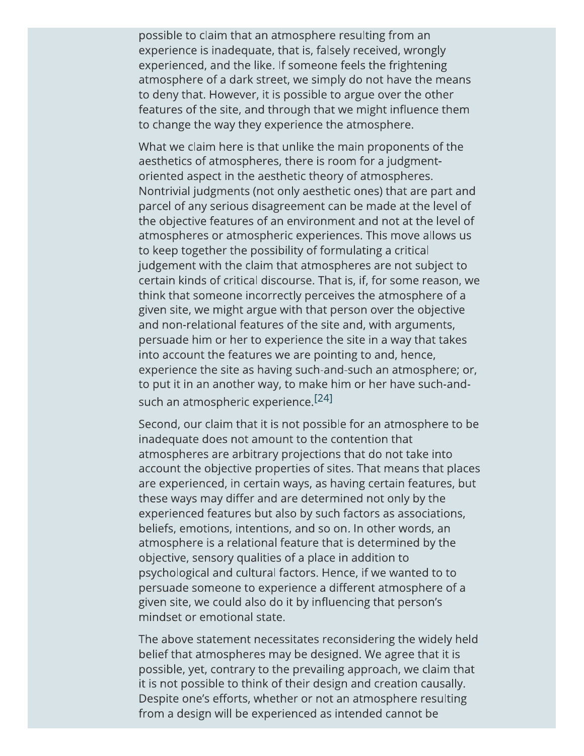possible to claim that an atmosphere resulting from an experience is inadequate, that is, falsely received, wrongly experienced, and the like. If someone feels the frightening atmosphere of a dark street, we simply do not have the means to deny that. However, it is possible to argue over the other features of the site, and through that we might influence them to change the way they experience the atmosphere.

What we claim here is that unlike the main proponents of the aesthetics of atmospheres, there is room for a judgment-oriented aspect in the aesthetic theory of atmospheres. Nontrivial judgments (not only aesthetic ones) that are part and parcel of any serious disagreement can be made at the level of the objective features of an environment and not at the level of atmospheres or atmospheric experiences. This move allows us to keep together the possibility of formulating a critical judgement with the claim that atmospheres are not subject to certain kinds of critical discourse. That is, if, for some reason, we think that someone incorrectly perceives the atmosphere of a given site, we might argue with that person over the objective and non-relational features of the site and, with arguments, persuade him or her to experience the site in a way that takes into account the features we are pointing to and, hence, experience the site as having such-and-such an atmosphere; or, to put it in an another way, to make him or her have such-and-such an atmospheric experience.[24]

Second, our claim that it is not possible for an atmosphere to be inadequate does not amount to the contention that atmospheres are arbitrary projections that do not take into account the objective properties of sites. That means that places are experienced, in certain ways, as having certain features, but these ways may differ and are determined not only by the experienced features but also by such factors as associations, beliefs, emotions, intentions, and so on. In other words, an atmosphere is a relational feature that is determined by the objective, sensory qualities of a place in addition to psychological and cultural factors. Hence, if we wanted to to persuade someone to experience a different atmosphere of a given site, we could also do it by influencing that person's mindset or emotional state.

The above statement necessitates reconsidering the widely held belief that atmospheres may be designed. We agree that it is possible, yet, contrary to the prevailing approach, we claim that it is not possible to think of their design and creation causally. Despite one's efforts, whether or not an atmosphere resulting from a design will be experienced as intended cannot be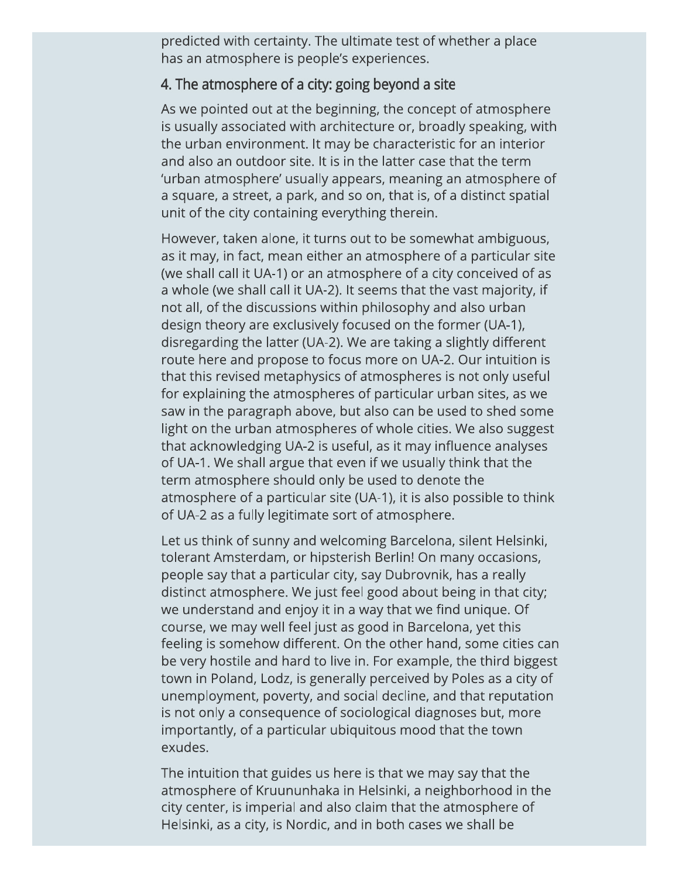predicted with certainty. The ultimate test of whether a place has an atmosphere is people's experiences.

## 4. The atmosphere of a city: going beyond a site

As we pointed out at the beginning, the concept of atmosphere is usually associated with architecture or, broadly speaking, with the urban environment. It may be characteristic for an interior and also an outdoor site. It is in the latter case that the term 'urban atmosphere' usually appears, meaning an atmosphere of a square, a street, a park, and so on, that is, of a distinct spatial unit of the city containing everything therein.

However, taken alone, it turns out to be somewhat ambiguous, as it may, in fact, mean either an atmosphere of a particular site (we shall call it UA-1) or an atmosphere of a city conceived of as a whole (we shall call it UA-2). It seems that the vast majority, if not all, of the discussions within philosophy and also urban design theory are exclusively focused on the former (UA-1), disregarding the latter (UA-2). We are taking a slightly different route here and propose to focus more on UA-2. Our intuition is that this revised metaphysics of atmospheres is not only useful for explaining the atmospheres of particular urban sites, as we saw in the paragraph above, but also can be used to shed some light on the urban atmospheres of whole cities. We also suggest that acknowledging UA-2 is useful, as it may influence analyses of UA-1. We shall argue that even if we usually think that the term atmosphere should only be used to denote the atmosphere of a particular site (UA-1), it is also possible to think of UA-2 as a fully legitimate sort of atmosphere.

Let us think of sunny and welcoming Barcelona, silent Helsinki, tolerant Amsterdam, or hipsterish Berlin! On many occasions, people say that a particular city, say Dubrovnik, has a really distinct atmosphere. We just feel good about being in that city; we understand and enjoy it in a way that we find unique. Of course, we may well feel just as good in Barcelona, yet this feeling is somehow different. On the other hand, some cities can be very hostile and hard to live in. For example, the third biggest town in Poland, Lodz, is generally perceived by Poles as a city of unemployment, poverty, and social decline, and that reputation is not only a consequence of sociological diagnoses but, more importantly, of a particular ubiquitous mood that the town exudes.

The intuition that guides us here is that we may say that the atmosphere of Kruununhaka in Helsinki, a neighborhood in the city center, is imperial and also claim that the atmosphere of Helsinki, as a city, is Nordic, and in both cases we shall be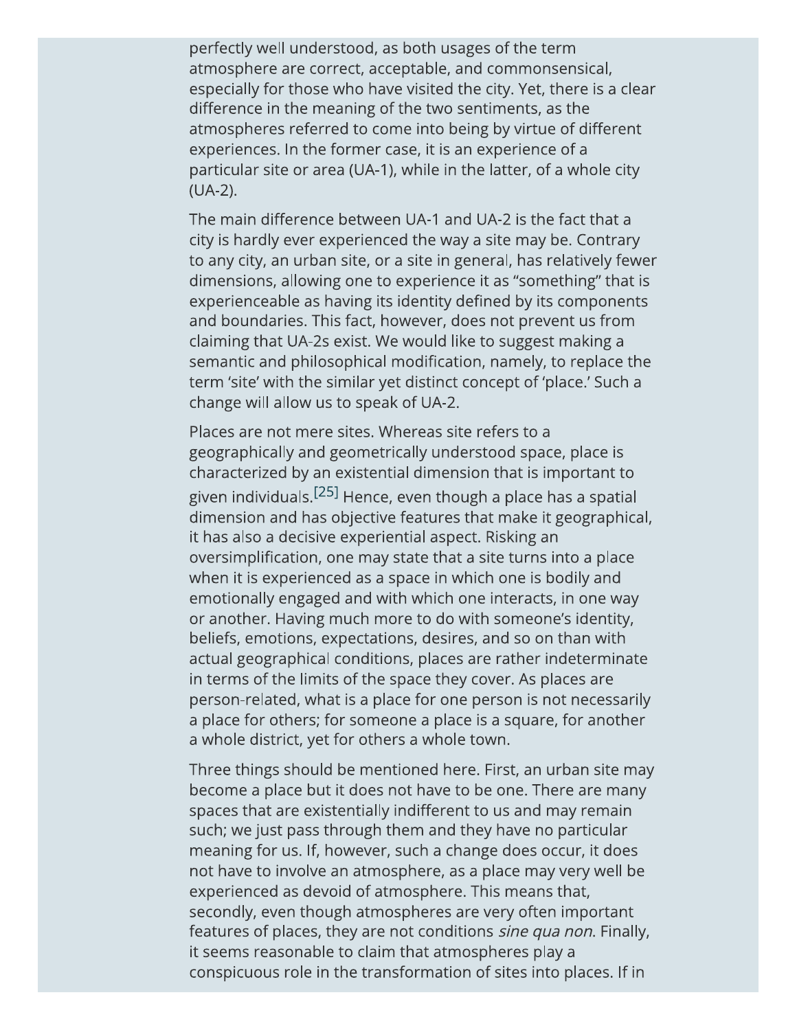perfectly well understood, as both usages of the term atmosphere are correct, acceptable, and commonsensical, especially for those who have visited the city. Yet, there is a clear difference in the meaning of the two sentiments, as the atmospheres referred to come into being by virtue of different experiences. In the former case, it is an experience of a particular site or area (UA-1), while in the latter, of a whole city (UA-2).

The main difference between UA-1 and UA-2 is the fact that a city is hardly ever experienced the way a site may be. Contrary to any city, an urban site, or a site in general, has relatively fewer dimensions, allowing one to experience it as "something" that is experienceable as having its identity defined by its components and boundaries. This fact, however, does not prevent us from claiming that UA-2s exist. We would like to suggest making a semantic and philosophical modification, namely, to replace the term 'site' with the similar yet distinct concept of 'place.' Such a change will allow us to speak of UA-2.

Places are not mere sites. Whereas site refers to a geographically and geometrically understood space, place is characterized by an existential dimension that is important to given individuals.[25] Hence, even though a place has a spatial dimension and has objective features that make it geographical, it has also a decisive experiential aspect. Risking an oversimplification, one may state that a site turns into a place when it is experienced as a space in which one is bodily and emotionally engaged and with which one interacts, in one way or another. Having much more to do with someone's identity, beliefs, emotions, expectations, desires, and so on than with actual geographical conditions, places are rather indeterminate in terms of the limits of the space they cover. As places are person-related, what is a place for one person is not necessarily a place for others; for someone a place is a square, for another a whole district, yet for others a whole town.

Three things should be mentioned here. First, an urban site may become a place but it does not have to be one. There are many spaces that are existentially indifferent to us and may remain such; we just pass through them and they have no particular meaning for us. If, however, such a change does occur, it does not have to involve an atmosphere, as a place may very well be experienced as devoid of atmosphere. This means that, secondly, even though atmospheres are very often important features of places, they are not conditions *sine qua non*. Finally, it seems reasonable to claim that atmospheres play a conspicuous role in the transformation of sites into places. If in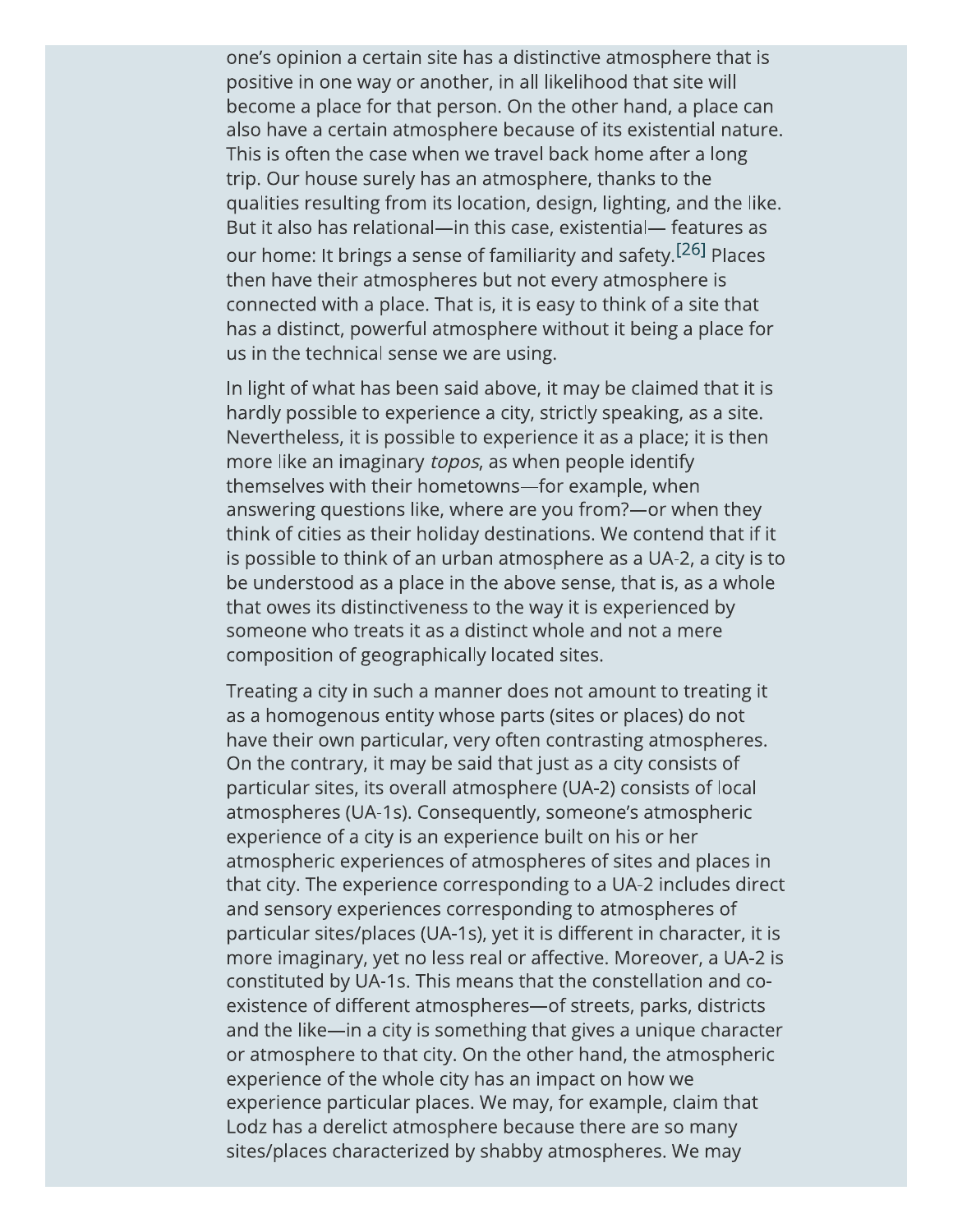one's opinion a certain site has a distinctive atmosphere that is positive in one way or another, in all likelihood that site will become a place for that person. On the other hand, a place can also have a certain atmosphere because of its existential nature. This is often the case when we travel back home after a long trip. Our house surely has an atmosphere, thanks to the qualities resulting from its location, design, lighting, and the like. But it also has relational—in this case, existential— features as our home: It brings a sense of familiarity and safety.[26] Places then have their atmospheres but not every atmosphere is connected with a place. That is, it is easy to think of a site that has a distinct, powerful atmosphere without it being a place for us in the technical sense we are using.

In light of what has been said above, it may be claimed that it is hardly possible to experience a city, strictly speaking, as a site. Nevertheless, it is possible to experience it as a place; it is then more like an imaginary *topos*, as when people identify themselves with their hometowns—for example, when answering questions like, where are you from?—or when they think of cities as their holiday destinations. We contend that if it is possible to think of an urban atmosphere as a UA-2, a city is to be understood as a place in the above sense, that is, as a whole that owes its distinctiveness to the way it is experienced by someone who treats it as a distinct whole and not a mere composition of geographically located sites.

Treating a city in such a manner does not amount to treating it as a homogenous entity whose parts (sites or places) do not have their own particular, very often contrasting atmospheres. On the contrary, it may be said that just as a city consists of particular sites, its overall atmosphere (UA-2) consists of local atmospheres (UA-1s). Consequently, someone's atmospheric experience of a city is an experience built on his or her atmospheric experiences of atmospheres of sites and places in that city. The experience corresponding to a UA-2 includes direct and sensory experiences corresponding to atmospheres of particular sites/places (UA-1s), yet it is different in character, it is more imaginary, yet no less real or affective. Moreover, a UA-2 is constituted by UA-1s. This means that the constellation and co-existence of different atmospheres—of streets, parks, districts and the like—in a city is something that gives a unique character or atmosphere to that city. On the other hand, the atmospheric experience of the whole city has an impact on how we experience particular places. We may, for example, claim that Lodz has a derelict atmosphere because there are so many sites/places characterized by shabby atmospheres. We may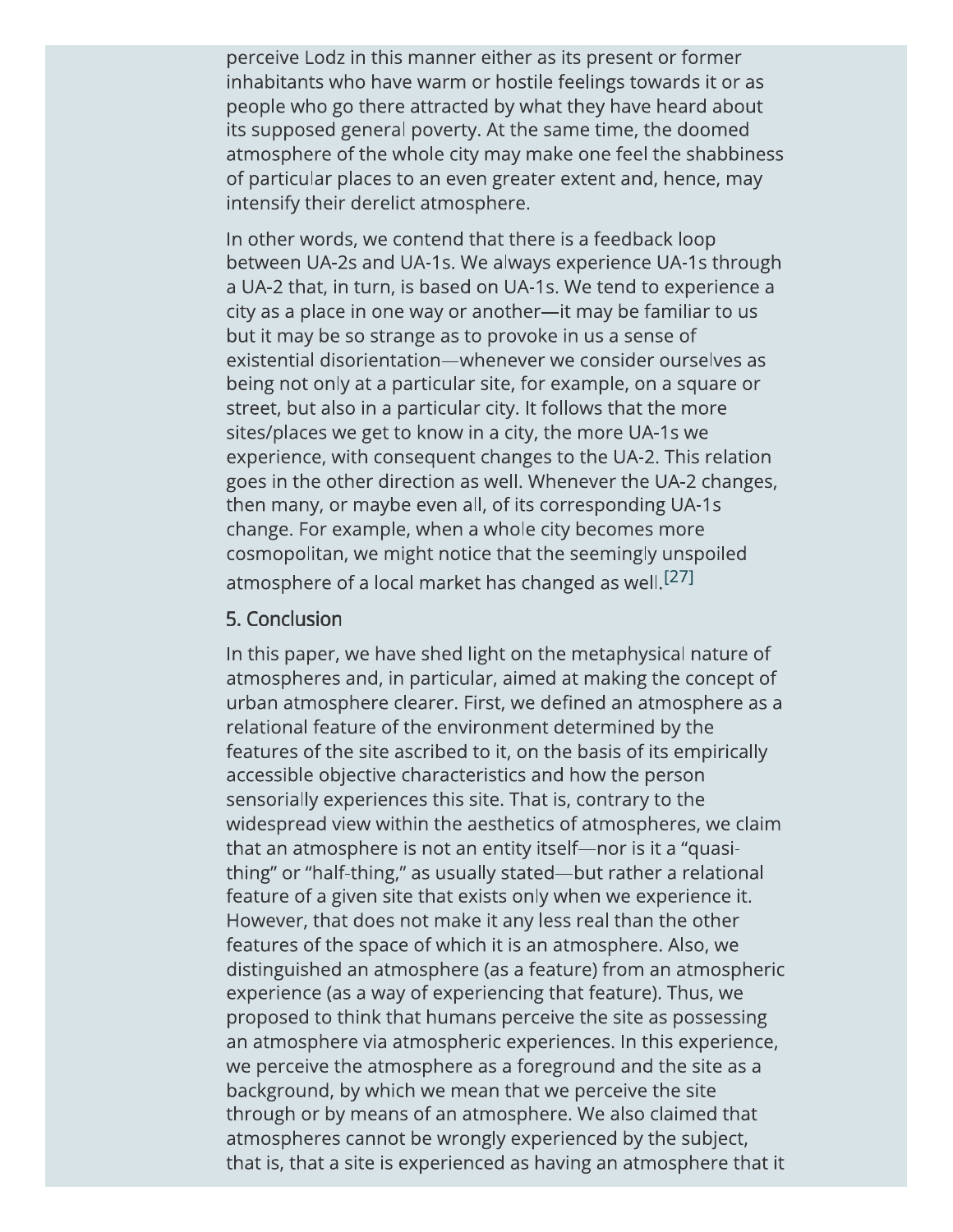perceive Lodz in this manner either as its present or former inhabitants who have warm or hostile feelings towards it or as people who go there attracted by what they have heard about its supposed general poverty. At the same time, the doomed atmosphere of the whole city may make one feel the shabbiness of particular places to an even greater extent and, hence, may intensify their derelict atmosphere.

In other words, we contend that there is a feedback loop between UA-2s and UA-1s. We always experience UA-1s through a UA-2 that, in turn, is based on UA-1s. We tend to experience a city as a place in one way or another—it may be familiar to us but it may be so strange as to provoke in us a sense of existential disorientation—whenever we consider ourselves as being not only at a particular site, for example, on a square or street, but also in a particular city. It follows that the more sites/places we get to know in a city, the more UA-1s we experience, with consequent changes to the UA-2. This relation goes in the other direction as well. Whenever the UA-2 changes, then many, or maybe even all, of its corresponding UA-1s change. For example, when a whole city becomes more cosmopolitan, we might notice that the seemingly unspoiled atmosphere of a local market has changed as well.[27]

## 5. Conclusion

In this paper, we have shed light on the metaphysical nature of atmospheres and, in particular, aimed at making the concept of urban atmosphere clearer. First, we defined an atmosphere as a relational feature of the environment determined by the features of the site ascribed to it, on the basis of its empirically accessible objective characteristics and how the person sensorially experiences this site. That is, contrary to the widespread view within the aesthetics of atmospheres, we claim that an atmosphere is not an entity itself—nor is it a "quasi-thing" or "half-thing," as usually stated—but rather a relational feature of a given site that exists only when we experience it. However, that does not make it any less real than the other features of the space of which it is an atmosphere. Also, we distinguished an atmosphere (as a feature) from an atmospheric experience (as a way of experiencing that feature). Thus, we proposed to think that humans perceive the site as possessing an atmosphere via atmospheric experiences. In this experience, we perceive the atmosphere as a foreground and the site as a background, by which we mean that we perceive the site through or by means of an atmosphere. We also claimed that atmospheres cannot be wrongly experienced by the subject, that is, that a site is experienced as having an atmosphere that it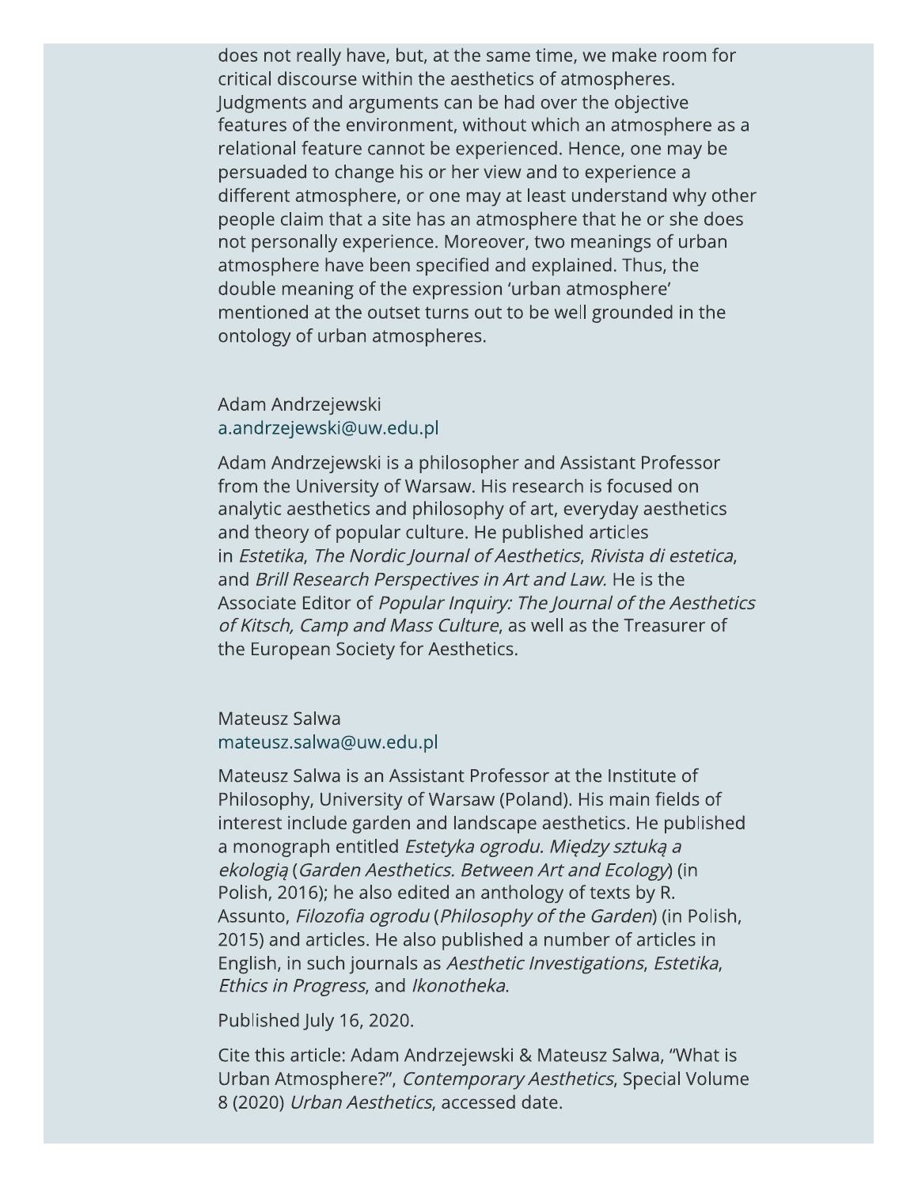does not really have, but, at the same time, we make room for critical discourse within the aesthetics of atmospheres. Judgments and arguments can be had over the objective features of the environment, without which an atmosphere as a relational feature cannot be experienced. Hence, one may be persuaded to change his or her view and to experience a different atmosphere, or one may at least understand why other people claim that a site has an atmosphere that he or she does not personally experience. Moreover, two meanings of urban atmosphere have been specified and explained. Thus, the double meaning of the expression 'urban atmosphere' mentioned at the outset turns out to be well grounded in the ontology of urban atmospheres.

Adam Andrzejewski
a.andrzejewski@uw.edu.pl

Adam Andrzejewski is a philosopher and Assistant Professor from the University of Warsaw. His research is focused on analytic aesthetics and philosophy of art, everyday aesthetics and theory of popular culture. He published articles in *Estetika*, *The Nordic Journal of Aesthetics*, *Rivista di estetica*, and *Brill Research Perspectives in Art and Law.* He is the Associate Editor of *Popular Inquiry: The Journal of the Aesthetics of Kitsch, Camp and Mass Culture*, as well as the Treasurer of the European Society for Aesthetics.

Mateusz Salwa
mateusz.salwa@uw.edu.pl

Mateusz Salwa is an Assistant Professor at the Institute of Philosophy, University of Warsaw (Poland). His main fields of interest include garden and landscape aesthetics. He published a monograph entitled *Estetyka ogrodu. Między sztuką a ekologią* (*Garden Aesthetics. Between Art and Ecology*) (in Polish, 2016); he also edited an anthology of texts by R. Assunto, *Filozofia ogrodu* (*Philosophy of the Garden*) (in Polish, 2015) and articles. He also published a number of articles in English, in such journals as *Aesthetic Investigations*, *Estetika*, *Ethics in Progress*, and *Ikonotheka*.

Published July 16, 2020.

Cite this article: Adam Andrzejewski & Mateusz Salwa, "What is Urban Atmosphere?", *Contemporary Aesthetics*, Special Volume 8 (2020) *Urban Aesthetics*, accessed date.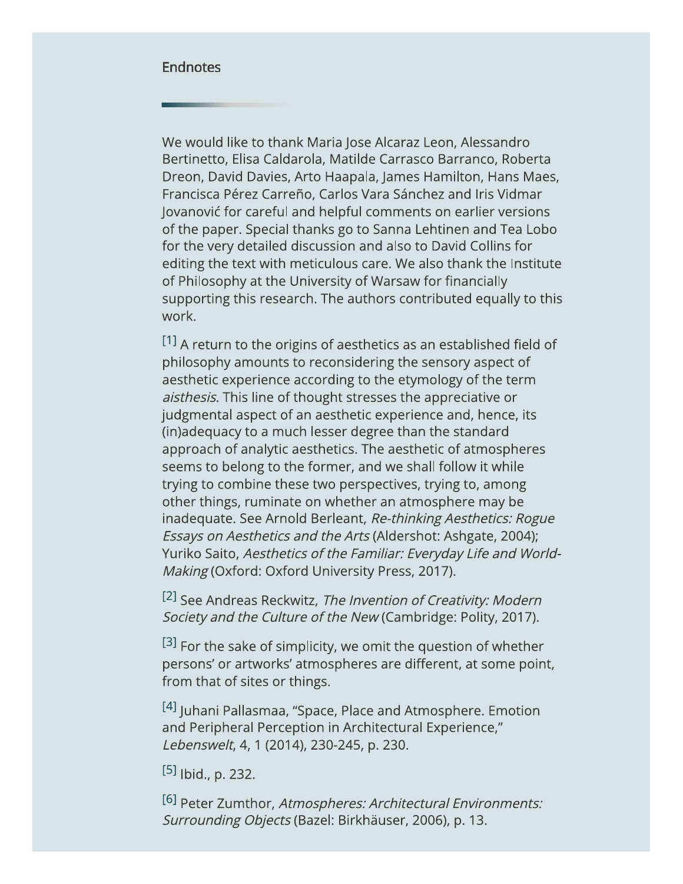## Endnotes

We would like to thank Maria Jose Alcaraz Leon, Alessandro Bertinetto, Elisa Caldarola, Matilde Carrasco Barranco, Roberta Dreon, David Davies, Arto Haapala, James Hamilton, Hans Maes, Francisca Pérez Carreño, Carlos Vara Sánchez and Iris Vidmar Jovanović for careful and helpful comments on earlier versions of the paper. Special thanks go to Sanna Lehtinen and Tea Lobo for the very detailed discussion and also to David Collins for editing the text with meticulous care. We also thank the Institute of Philosophy at the University of Warsaw for financially supporting this research. The authors contributed equally to this work.

[1] A return to the origins of aesthetics as an established field of philosophy amounts to reconsidering the sensory aspect of aesthetic experience according to the etymology of the term *aisthesis*. This line of thought stresses the appreciative or judgmental aspect of an aesthetic experience and, hence, its (in)adequacy to a much lesser degree than the standard approach of analytic aesthetics. The aesthetic of atmospheres seems to belong to the former, and we shall follow it while trying to combine these two perspectives, trying to, among other things, ruminate on whether an atmosphere may be inadequate. See Arnold Berleant, *Re-thinking Aesthetics: Rogue Essays on Aesthetics and the Arts* (Aldershot: Ashgate, 2004); Yuriko Saito, *Aesthetics of the Familiar: Everyday Life and World-Making* (Oxford: Oxford University Press, 2017).

[2] See Andreas Reckwitz, *The Invention of Creativity: Modern Society and the Culture of the New* (Cambridge: Polity, 2017).

[3] For the sake of simplicity, we omit the question of whether persons' or artworks' atmospheres are different, at some point, from that of sites or things.

[4] Juhani Pallasmaa, "Space, Place and Atmosphere. Emotion and Peripheral Perception in Architectural Experience," *Lebenswelt*, 4, 1 (2014), 230-245, p. 230.

[5] Ibid., p. 232.

[6] Peter Zumthor, *Atmospheres: Architectural Environments: Surrounding Objects* (Bazel: Birkhäuser, 2006), p. 13.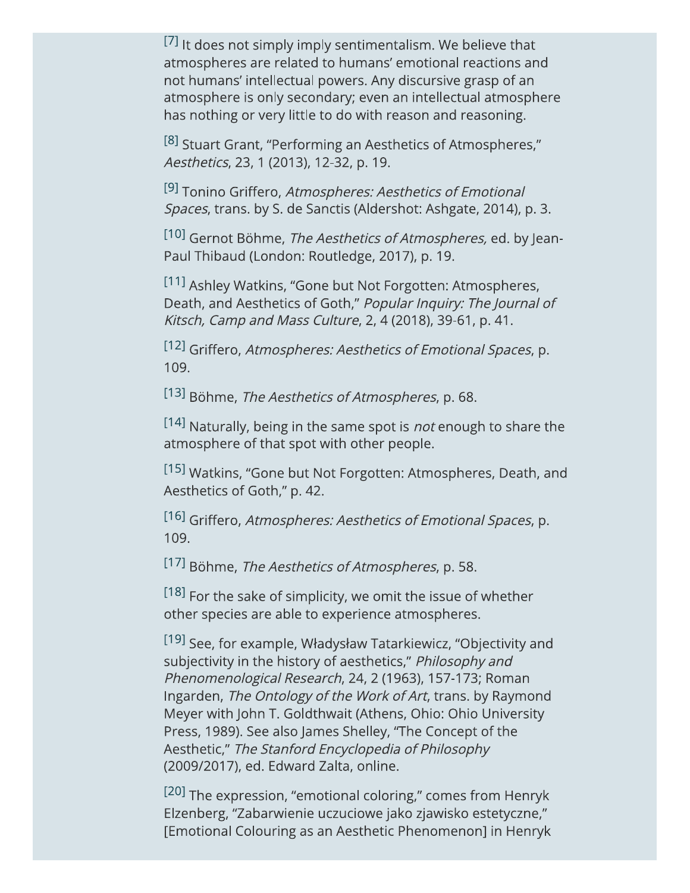[7] It does not simply imply sentimentalism. We believe that atmospheres are related to humans' emotional reactions and not humans' intellectual powers. Any discursive grasp of an atmosphere is only secondary; even an intellectual atmosphere has nothing or very little to do with reason and reasoning.

[8] Stuart Grant, "Performing an Aesthetics of Atmospheres," *Aesthetics*, 23, 1 (2013), 12-32, p. 19.

[9] Tonino Griffero, *Atmospheres: Aesthetics of Emotional Spaces*, trans. by S. de Sanctis (Aldershot: Ashgate, 2014), p. 3.

[10] Gernot Böhme, *The Aesthetics of Atmospheres,* ed. by Jean-Paul Thibaud (London: Routledge, 2017), p. 19.

[11] Ashley Watkins, "Gone but Not Forgotten: Atmospheres, Death, and Aesthetics of Goth," *Popular Inquiry: The Journal of Kitsch, Camp and Mass Culture*, 2, 4 (2018), 39-61, p. 41.

[12] Griffero, *Atmospheres: Aesthetics of Emotional Spaces*, p. 109.

[13] Böhme, *The Aesthetics of Atmospheres*, p. 68.

[14] Naturally, being in the same spot is *not* enough to share the atmosphere of that spot with other people.

[15] Watkins, "Gone but Not Forgotten: Atmospheres, Death, and Aesthetics of Goth," p. 42.

[16] Griffero, *Atmospheres: Aesthetics of Emotional Spaces*, p. 109.

[17] Böhme, *The Aesthetics of Atmospheres*, p. 58.

[18] For the sake of simplicity, we omit the issue of whether other species are able to experience atmospheres.

[19] See, for example, Władysław Tatarkiewicz, "Objectivity and subjectivity in the history of aesthetics," *Philosophy and Phenomenological Research*, 24, 2 (1963), 157-173; Roman Ingarden, *The Ontology of the Work of Art*, trans. by Raymond Meyer with John T. Goldthwait (Athens, Ohio: Ohio University Press, 1989). See also James Shelley, "The Concept of the Aesthetic," *The Stanford Encyclopedia of Philosophy* (2009/2017), ed. Edward Zalta, online.

[20] The expression, "emotional coloring," comes from Henryk Elzenberg, "Zabarwienie uczuciowe jako zjawisko estetyczne," [Emotional Colouring as an Aesthetic Phenomenon] in Henryk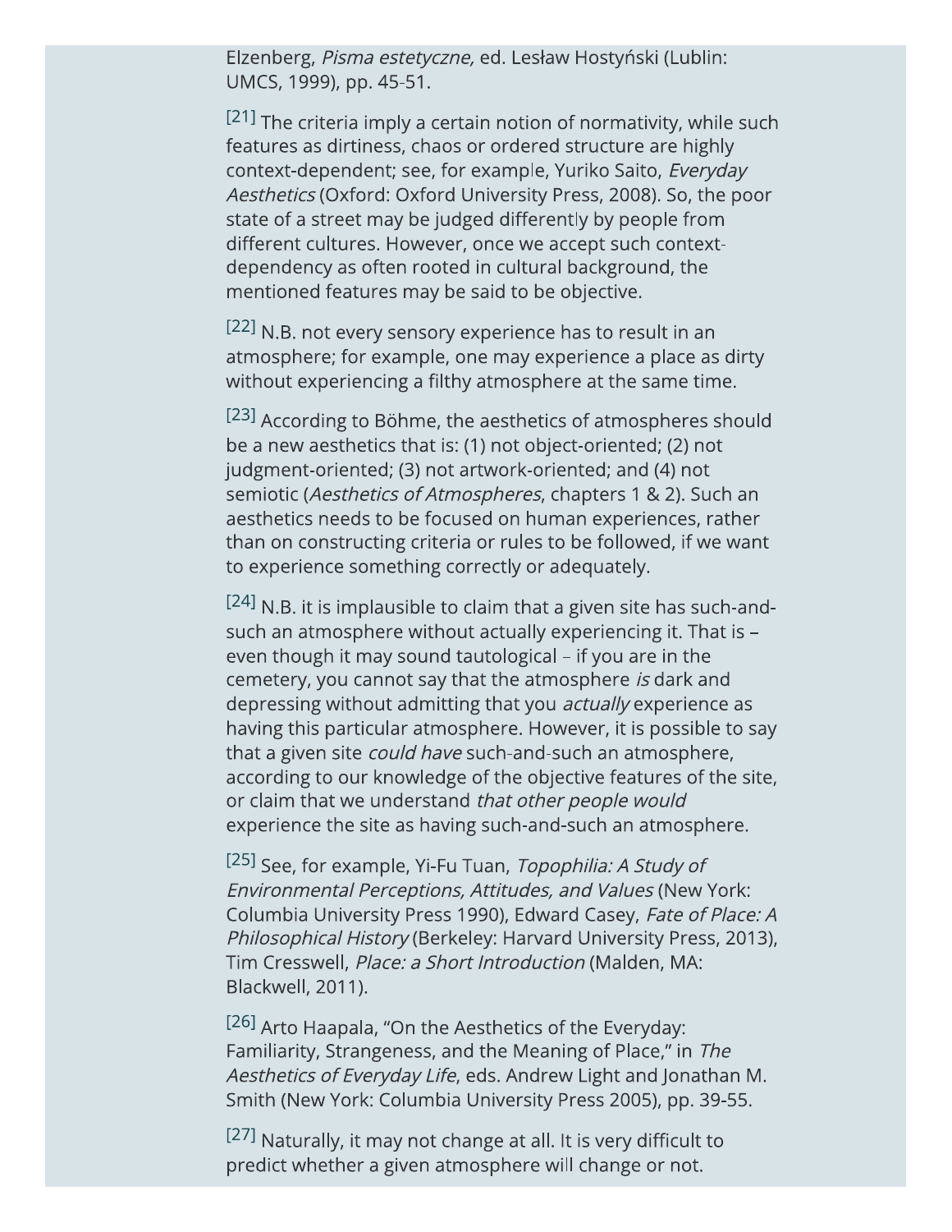Elzenberg, *Pisma estetyczne,* ed. Lesław Hostyński (Lublin: UMCS, 1999), pp. 45-51.

[21] The criteria imply a certain notion of normativity, while such features as dirtiness, chaos or ordered structure are highly context-dependent; see, for example, Yuriko Saito, *Everyday Aesthetics* (Oxford: Oxford University Press, 2008). So, the poor state of a street may be judged differently by people from different cultures. However, once we accept such context-dependency as often rooted in cultural background, the mentioned features may be said to be objective.

[22] N.B. not every sensory experience has to result in an atmosphere; for example, one may experience a place as dirty without experiencing a filthy atmosphere at the same time.

[23] According to Böhme, the aesthetics of atmospheres should be a new aesthetics that is: (1) not object-oriented; (2) not judgment-oriented; (3) not artwork-oriented; and (4) not semiotic (*Aesthetics of Atmospheres*, chapters 1 & 2). Such an aesthetics needs to be focused on human experiences, rather than on constructing criteria or rules to be followed, if we want to experience something correctly or adequately.

[24] N.B. it is implausible to claim that a given site has such-and-such an atmosphere without actually experiencing it. That is – even though it may sound tautological – if you are in the cemetery, you cannot say that the atmosphere *is* dark and depressing without admitting that you *actually* experience as having this particular atmosphere. However, it is possible to say that a given site *could have* such-and-such an atmosphere, according to our knowledge of the objective features of the site, or claim that we understand *that other people would* experience the site as having such-and-such an atmosphere.

[25] See, for example, Yi-Fu Tuan, *Topophilia: A Study of Environmental Perceptions, Attitudes, and Values* (New York: Columbia University Press 1990), Edward Casey, *Fate of Place: A Philosophical History* (Berkeley: Harvard University Press, 2013), Tim Cresswell, *Place: a Short Introduction* (Malden, MA: Blackwell, 2011).

[26] Arto Haapala, "On the Aesthetics of the Everyday: Familiarity, Strangeness, and the Meaning of Place," in *The Aesthetics of Everyday Life*, eds. Andrew Light and Jonathan M. Smith (New York: Columbia University Press 2005), pp. 39-55.

[27] Naturally, it may not change at all. It is very difficult to predict whether a given atmosphere will change or not.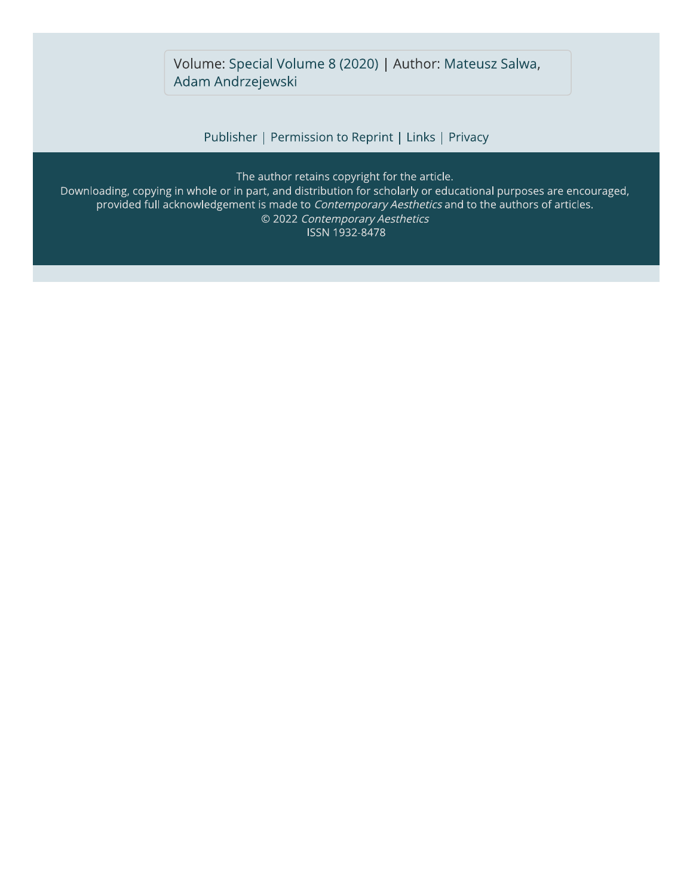Volume: Special Volume 8 (2020) | Author: Mateusz Salwa, Adam Andrzejewski

Publisher | Permission to Reprint | Links | Privacy

The author retains copyright for the article.
Downloading, copying in whole or in part, and distribution for scholarly or educational purposes are encouraged, provided full acknowledgement is made to *Contemporary Aesthetics* and to the authors of articles.
© 2022 *Contemporary Aesthetics*
ISSN 1932-8478